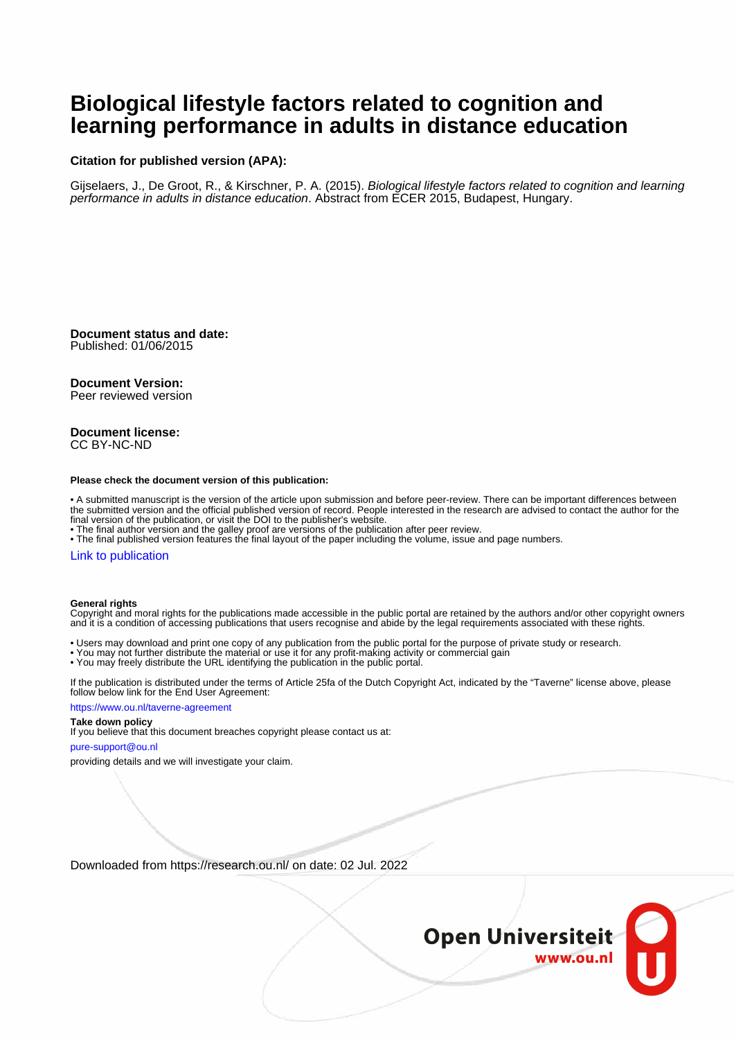# Biological lifestyle factors related to cognition and learning performance in adults in distance education

**Citation for published version (APA):**

Gijselaers, J., De Groot, R., & Kirschner, P. A. (2015). *Biological lifestyle factors related to cognition and learning performance in adults in distance education*. Abstract from ECER 2015, Budapest, Hungary.

**Document status and date:**
Published: 01/06/2015

**Document Version:**
Peer reviewed version

**Document license:**
CC BY-NC-ND

**Please check the document version of this publication:**

• A submitted manuscript is the version of the article upon submission and before peer-review. There can be important differences between the submitted version and the official published version of record. People interested in the research are advised to contact the author for the final version of the publication, or visit the DOI to the publisher's website.
• The final author version and the galley proof are versions of the publication after peer review.
• The final published version features the final layout of the paper including the volume, issue and page numbers.

Link to publication

**General rights**
Copyright and moral rights for the publications made accessible in the public portal are retained by the authors and/or other copyright owners and it is a condition of accessing publications that users recognise and abide by the legal requirements associated with these rights.

• Users may download and print one copy of any publication from the public portal for the purpose of private study or research.
• You may not further distribute the material or use it for any profit-making activity or commercial gain
• You may freely distribute the URL identifying the publication in the public portal.

If the publication is distributed under the terms of Article 25fa of the Dutch Copyright Act, indicated by the "Taverne" license above, please follow below link for the End User Agreement:

https://www.ou.nl/taverne-agreement

**Take down policy**
If you believe that this document breaches copyright please contact us at:

pure-support@ou.nl

providing details and we will investigate your claim.

Downloaded from https://research.ou.nl/ on date: 02 Jul. 2022

Open Universiteit
www.ou.nl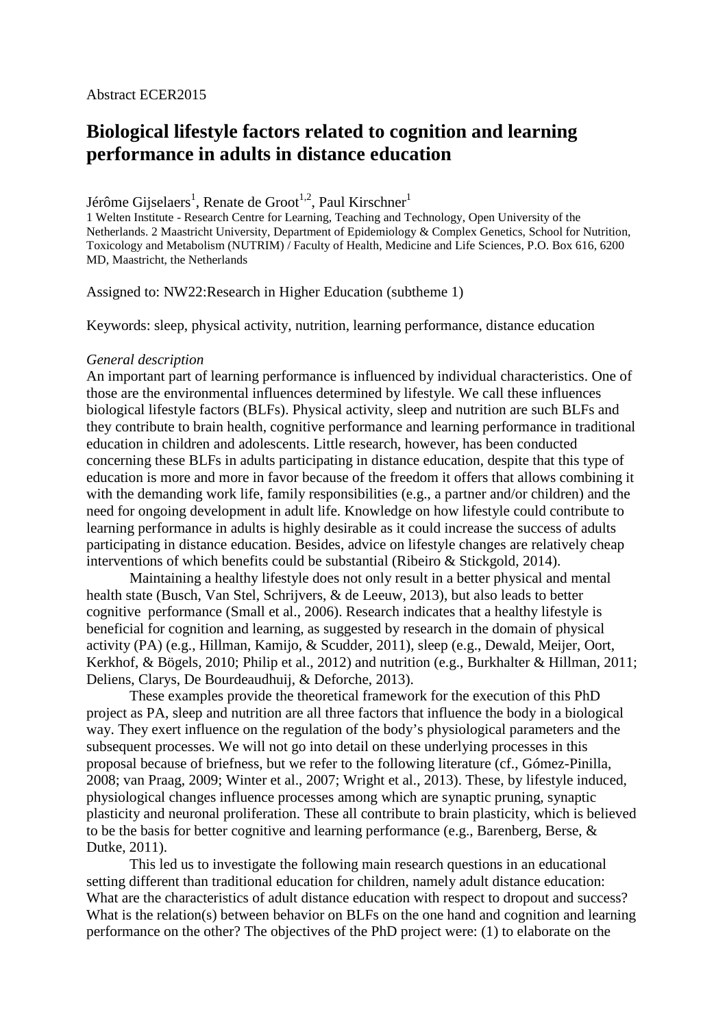Abstract ECER2015

# Biological lifestyle factors related to cognition and learning performance in adults in distance education

Jérôme Gijselaers[1], Renate de Groot[1,2], Paul Kirschner[1]

1 Welten Institute - Research Centre for Learning, Teaching and Technology, Open University of the Netherlands. 2 Maastricht University, Department of Epidemiology & Complex Genetics, School for Nutrition, Toxicology and Metabolism (NUTRIM) / Faculty of Health, Medicine and Life Sciences, P.O. Box 616, 6200 MD, Maastricht, the Netherlands

Assigned to: NW22:Research in Higher Education (subtheme 1)

Keywords: sleep, physical activity, nutrition, learning performance, distance education

*General description*

An important part of learning performance is influenced by individual characteristics. One of those are the environmental influences determined by lifestyle. We call these influences biological lifestyle factors (BLFs). Physical activity, sleep and nutrition are such BLFs and they contribute to brain health, cognitive performance and learning performance in traditional education in children and adolescents. Little research, however, has been conducted concerning these BLFs in adults participating in distance education, despite that this type of education is more and more in favor because of the freedom it offers that allows combining it with the demanding work life, family responsibilities (e.g., a partner and/or children) and the need for ongoing development in adult life. Knowledge on how lifestyle could contribute to learning performance in adults is highly desirable as it could increase the success of adults participating in distance education. Besides, advice on lifestyle changes are relatively cheap interventions of which benefits could be substantial (Ribeiro & Stickgold, 2014).

Maintaining a healthy lifestyle does not only result in a better physical and mental health state (Busch, Van Stel, Schrijvers, & de Leeuw, 2013), but also leads to better cognitive performance (Small et al., 2006). Research indicates that a healthy lifestyle is beneficial for cognition and learning, as suggested by research in the domain of physical activity (PA) (e.g., Hillman, Kamijo, & Scudder, 2011), sleep (e.g., Dewald, Meijer, Oort, Kerkhof, & Bögels, 2010; Philip et al., 2012) and nutrition (e.g., Burkhalter & Hillman, 2011; Deliens, Clarys, De Bourdeaudhuij, & Deforche, 2013).

These examples provide the theoretical framework for the execution of this PhD project as PA, sleep and nutrition are all three factors that influence the body in a biological way. They exert influence on the regulation of the body's physiological parameters and the subsequent processes. We will not go into detail on these underlying processes in this proposal because of briefness, but we refer to the following literature (cf., Gómez-Pinilla, 2008; van Praag, 2009; Winter et al., 2007; Wright et al., 2013). These, by lifestyle induced, physiological changes influence processes among which are synaptic pruning, synaptic plasticity and neuronal proliferation. These all contribute to brain plasticity, which is believed to be the basis for better cognitive and learning performance (e.g., Barenberg, Berse, & Dutke, 2011).

This led us to investigate the following main research questions in an educational setting different than traditional education for children, namely adult distance education: What are the characteristics of adult distance education with respect to dropout and success? What is the relation(s) between behavior on BLFs on the one hand and cognition and learning performance on the other? The objectives of the PhD project were: (1) to elaborate on the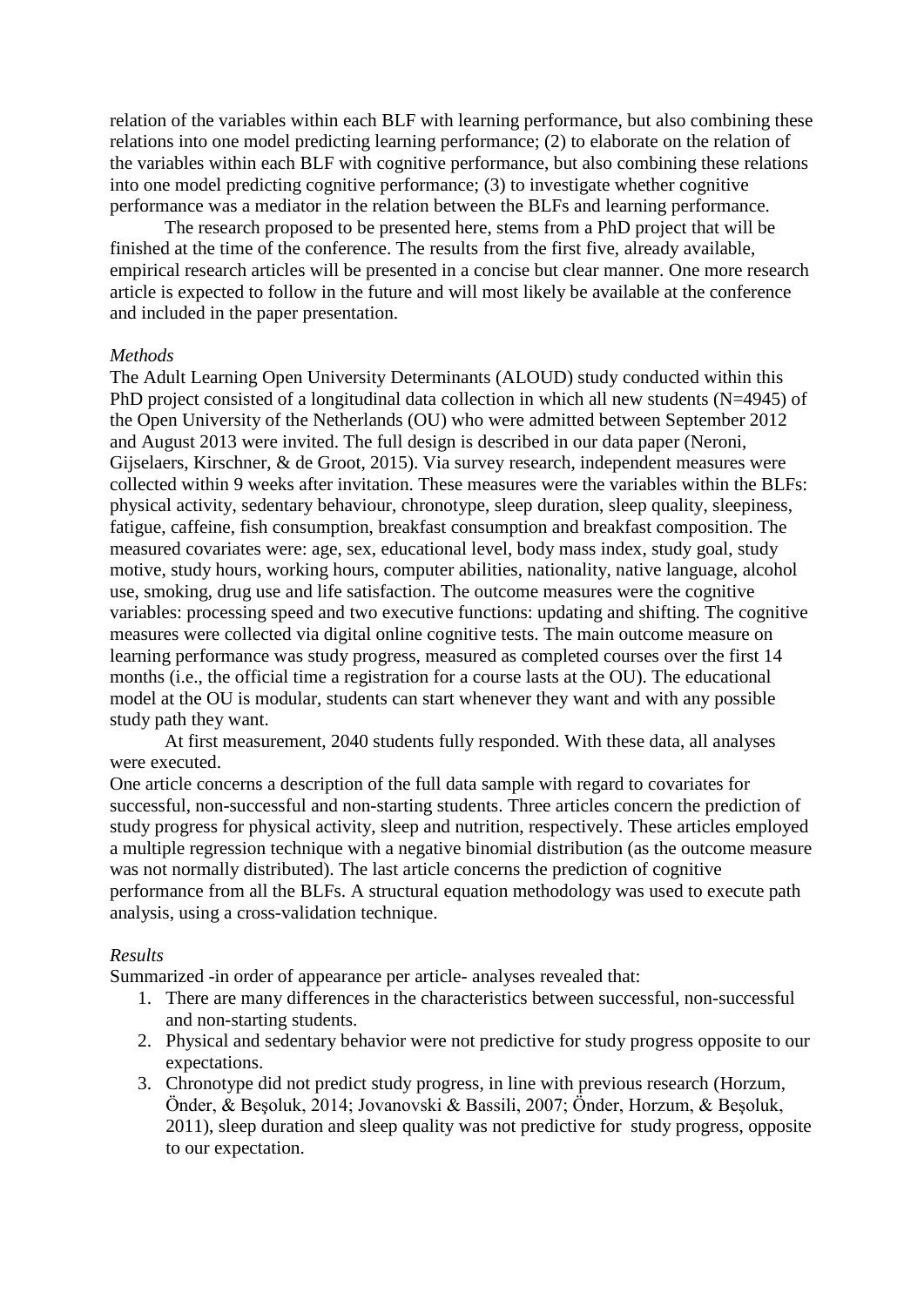relation of the variables within each BLF with learning performance, but also combining these relations into one model predicting learning performance; (2) to elaborate on the relation of the variables within each BLF with cognitive performance, but also combining these relations into one model predicting cognitive performance; (3) to investigate whether cognitive performance was a mediator in the relation between the BLFs and learning performance.

The research proposed to be presented here, stems from a PhD project that will be finished at the time of the conference. The results from the first five, already available, empirical research articles will be presented in a concise but clear manner. One more research article is expected to follow in the future and will most likely be available at the conference and included in the paper presentation.

*Methods*

The Adult Learning Open University Determinants (ALOUD) study conducted within this PhD project consisted of a longitudinal data collection in which all new students (N=4945) of the Open University of the Netherlands (OU) who were admitted between September 2012 and August 2013 were invited. The full design is described in our data paper (Neroni, Gijselaers, Kirschner, & de Groot, 2015). Via survey research, independent measures were collected within 9 weeks after invitation. These measures were the variables within the BLFs: physical activity, sedentary behaviour, chronotype, sleep duration, sleep quality, sleepiness, fatigue, caffeine, fish consumption, breakfast consumption and breakfast composition. The measured covariates were: age, sex, educational level, body mass index, study goal, study motive, study hours, working hours, computer abilities, nationality, native language, alcohol use, smoking, drug use and life satisfaction. The outcome measures were the cognitive variables: processing speed and two executive functions: updating and shifting. The cognitive measures were collected via digital online cognitive tests. The main outcome measure on learning performance was study progress, measured as completed courses over the first 14 months (i.e., the official time a registration for a course lasts at the OU). The educational model at the OU is modular, students can start whenever they want and with any possible study path they want.

At first measurement, 2040 students fully responded. With these data, all analyses were executed.

One article concerns a description of the full data sample with regard to covariates for successful, non-successful and non-starting students. Three articles concern the prediction of study progress for physical activity, sleep and nutrition, respectively. These articles employed a multiple regression technique with a negative binomial distribution (as the outcome measure was not normally distributed). The last article concerns the prediction of cognitive performance from all the BLFs. A structural equation methodology was used to execute path analysis, using a cross-validation technique.

*Results*

Summarized -in order of appearance per article- analyses revealed that:

1. There are many differences in the characteristics between successful, non-successful and non-starting students.
2. Physical and sedentary behavior were not predictive for study progress opposite to our expectations.
3. Chronotype did not predict study progress, in line with previous research (Horzum, Önder, & Beşoluk, 2014; Jovanovski & Bassili, 2007; Önder, Horzum, & Beşoluk, 2011), sleep duration and sleep quality was not predictive for study progress, opposite to our expectation.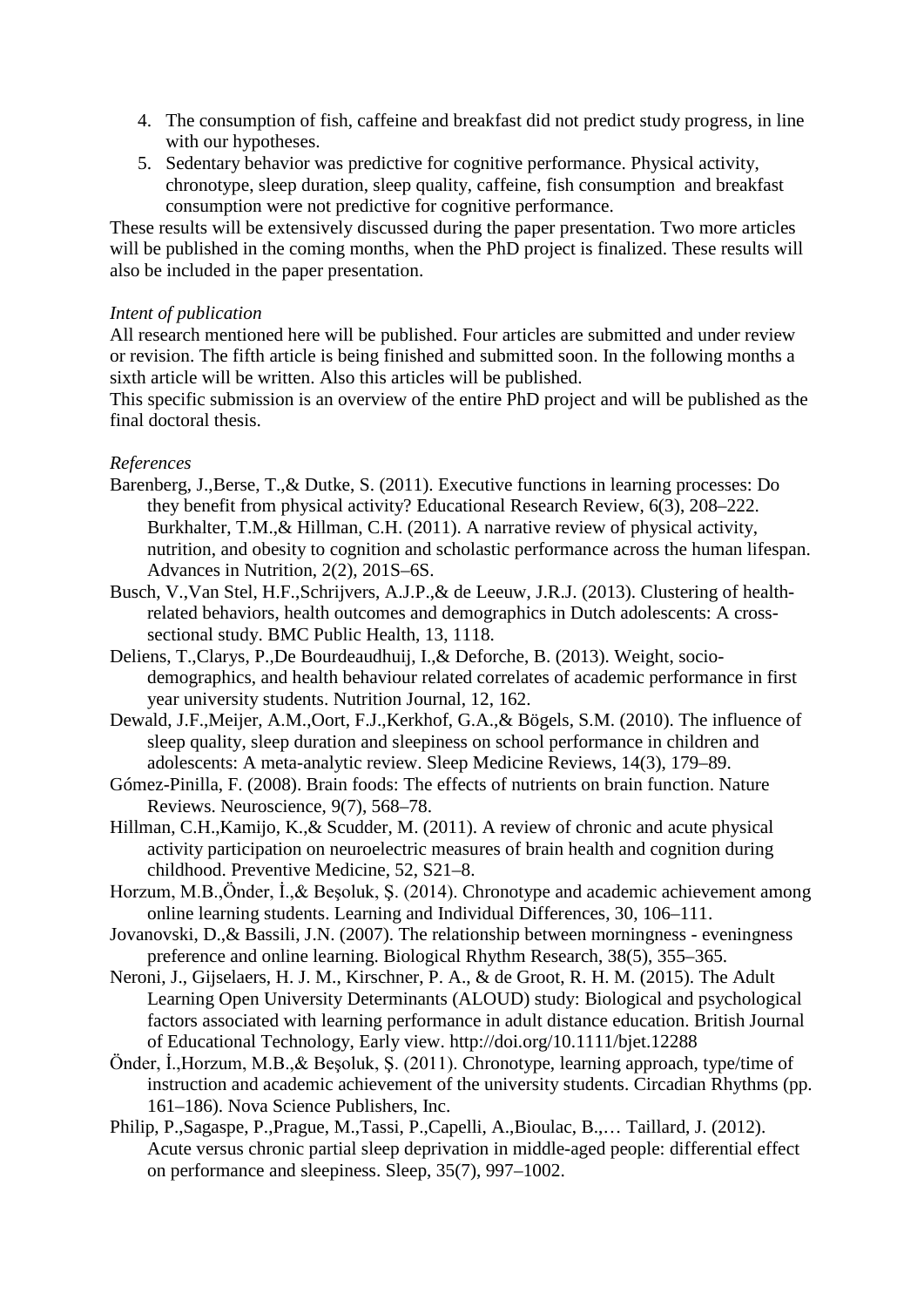4. The consumption of fish, caffeine and breakfast did not predict study progress, in line with our hypotheses.
5. Sedentary behavior was predictive for cognitive performance. Physical activity, chronotype, sleep duration, sleep quality, caffeine, fish consumption and breakfast consumption were not predictive for cognitive performance.

These results will be extensively discussed during the paper presentation. Two more articles will be published in the coming months, when the PhD project is finalized. These results will also be included in the paper presentation.

*Intent of publication*

All research mentioned here will be published. Four articles are submitted and under review or revision. The fifth article is being finished and submitted soon. In the following months a sixth article will be written. Also this articles will be published.

This specific submission is an overview of the entire PhD project and will be published as the final doctoral thesis.

*References*

Barenberg, J.,Berse, T.,& Dutke, S. (2011). Executive functions in learning processes: Do they benefit from physical activity? Educational Research Review, 6(3), 208–222. Burkhalter, T.M.,& Hillman, C.H. (2011). A narrative review of physical activity, nutrition, and obesity to cognition and scholastic performance across the human lifespan. Advances in Nutrition, 2(2), 201S–6S.

Busch, V.,Van Stel, H.F.,Schrijvers, A.J.P.,& de Leeuw, J.R.J. (2013). Clustering of health-related behaviors, health outcomes and demographics in Dutch adolescents: A cross-sectional study. BMC Public Health, 13, 1118.

Deliens, T.,Clarys, P.,De Bourdeaudhuij, I.,& Deforche, B. (2013). Weight, socio-demographics, and health behaviour related correlates of academic performance in first year university students. Nutrition Journal, 12, 162.

Dewald, J.F.,Meijer, A.M.,Oort, F.J.,Kerkhof, G.A.,& Bögels, S.M. (2010). The influence of sleep quality, sleep duration and sleepiness on school performance in children and adolescents: A meta-analytic review. Sleep Medicine Reviews, 14(3), 179–89.

Gómez-Pinilla, F. (2008). Brain foods: The effects of nutrients on brain function. Nature Reviews. Neuroscience, 9(7), 568–78.

Hillman, C.H.,Kamijo, K.,& Scudder, M. (2011). A review of chronic and acute physical activity participation on neuroelectric measures of brain health and cognition during childhood. Preventive Medicine, 52, S21–8.

Horzum, M.B.,Önder, İ.,& Beşoluk, Ş. (2014). Chronotype and academic achievement among online learning students. Learning and Individual Differences, 30, 106–111.

Jovanovski, D.,& Bassili, J.N. (2007). The relationship between morningness - eveningness preference and online learning. Biological Rhythm Research, 38(5), 355–365.

Neroni, J., Gijselaers, H. J. M., Kirschner, P. A., & de Groot, R. H. M. (2015). The Adult Learning Open University Determinants (ALOUD) study: Biological and psychological factors associated with learning performance in adult distance education. British Journal of Educational Technology, Early view. http://doi.org/10.1111/bjet.12288

Önder, İ.,Horzum, M.B.,& Beşoluk, Ş. (2011). Chronotype, learning approach, type/time of instruction and academic achievement of the university students. Circadian Rhythms (pp. 161–186). Nova Science Publishers, Inc.

Philip, P.,Sagaspe, P.,Prague, M.,Tassi, P.,Capelli, A.,Bioulac, B.,… Taillard, J. (2012). Acute versus chronic partial sleep deprivation in middle-aged people: differential effect on performance and sleepiness. Sleep, 35(7), 997–1002.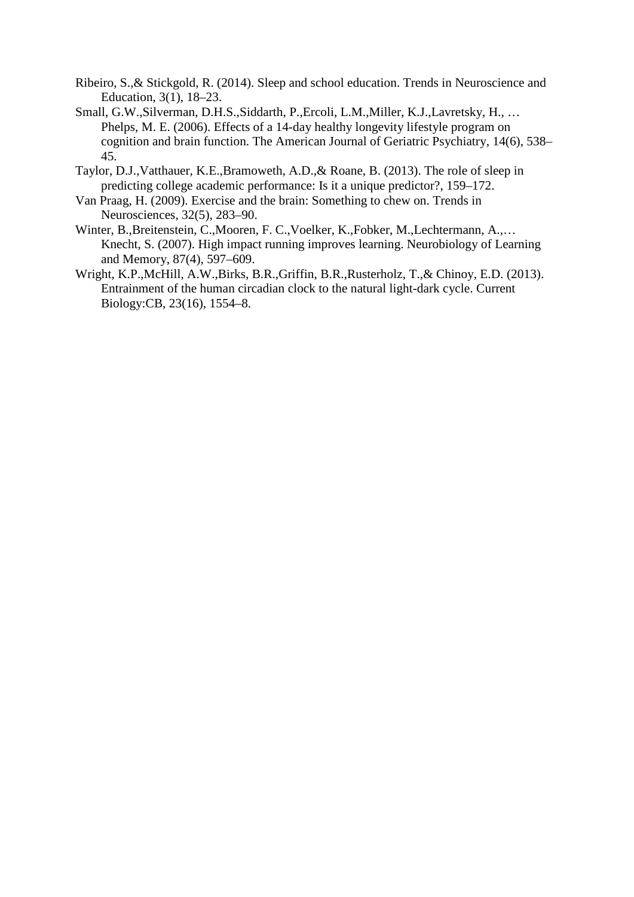Ribeiro, S.,& Stickgold, R. (2014). Sleep and school education. Trends in Neuroscience and Education, 3(1), 18–23.

Small, G.W.,Silverman, D.H.S.,Siddarth, P.,Ercoli, L.M.,Miller, K.J.,Lavretsky, H., … Phelps, M. E. (2006). Effects of a 14-day healthy longevity lifestyle program on cognition and brain function. The American Journal of Geriatric Psychiatry, 14(6), 538–45.

Taylor, D.J.,Vatthauer, K.E.,Bramoweth, A.D.,& Roane, B. (2013). The role of sleep in predicting college academic performance: Is it a unique predictor?, 159–172.

Van Praag, H. (2009). Exercise and the brain: Something to chew on. Trends in Neurosciences, 32(5), 283–90.

Winter, B.,Breitenstein, C.,Mooren, F. C.,Voelker, K.,Fobker, M.,Lechtermann, A.,… Knecht, S. (2007). High impact running improves learning. Neurobiology of Learning and Memory, 87(4), 597–609.

Wright, K.P.,McHill, A.W.,Birks, B.R.,Griffin, B.R.,Rusterholz, T.,& Chinoy, E.D. (2013). Entrainment of the human circadian clock to the natural light-dark cycle. Current Biology:CB, 23(16), 1554–8.